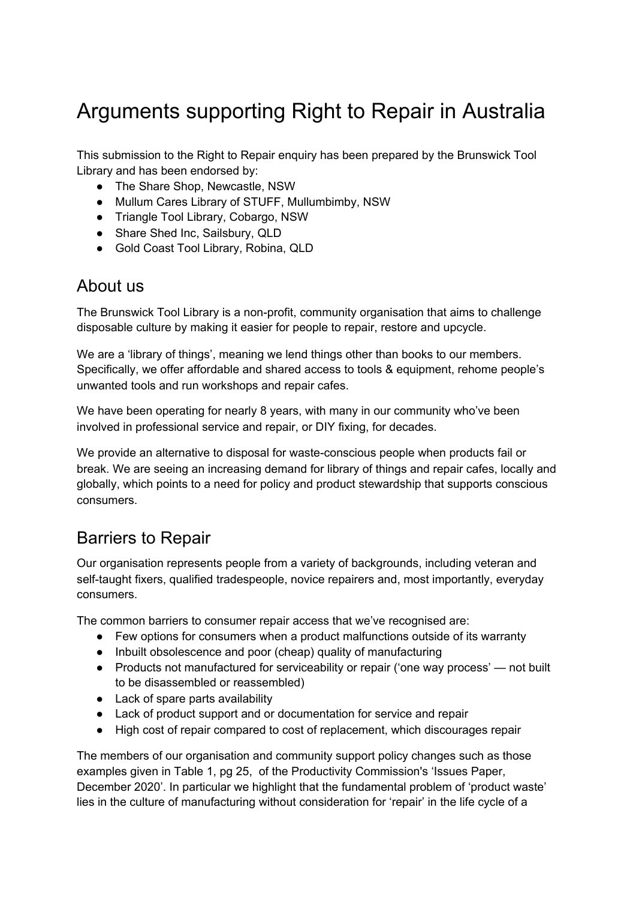# Arguments supporting Right to Repair in Australia

This submission to the Right to Repair enquiry has been prepared by the Brunswick Tool Library and has been endorsed by:

- The Share Shop, Newcastle, NSW
- Mullum Cares Library of STUFF, Mullumbimby, NSW
- Triangle Tool Library, Cobargo, NSW
- Share Shed Inc, Sailsbury, QLD
- Gold Coast Tool Library, Robina, QLD

## About us

The Brunswick Tool Library is a non-profit, community organisation that aims to challenge disposable culture by making it easier for people to repair, restore and upcycle.

We are a 'library of things', meaning we lend things other than books to our members. Specifically, we offer affordable and shared access to tools & equipment, rehome people's unwanted tools and run workshops and repair cafes.

We have been operating for nearly 8 years, with many in our community who've been involved in professional service and repair, or DIY fixing, for decades.

We provide an alternative to disposal for waste-conscious people when products fail or break. We are seeing an increasing demand for library of things and repair cafes, locally and globally, which points to a need for policy and product stewardship that supports conscious consumers.

## Barriers to Repair

Our organisation represents people from a variety of backgrounds, including veteran and self-taught fixers, qualified tradespeople, novice repairers and, most importantly, everyday consumers.

The common barriers to consumer repair access that we've recognised are:

- Few options for consumers when a product malfunctions outside of its warranty
- Inbuilt obsolescence and poor (cheap) quality of manufacturing
- Products not manufactured for serviceability or repair ('one way process' — not built to be disassembled or reassembled)
- Lack of spare parts availability
- Lack of product support and or documentation for service and repair
- High cost of repair compared to cost of replacement, which discourages repair

The members of our organisation and community support policy changes such as those examples given in Table 1, pg 25, of the Productivity Commission's 'Issues Paper, December 2020'. In particular we highlight that the fundamental problem of 'product waste' lies in the culture of manufacturing without consideration for 'repair' in the life cycle of a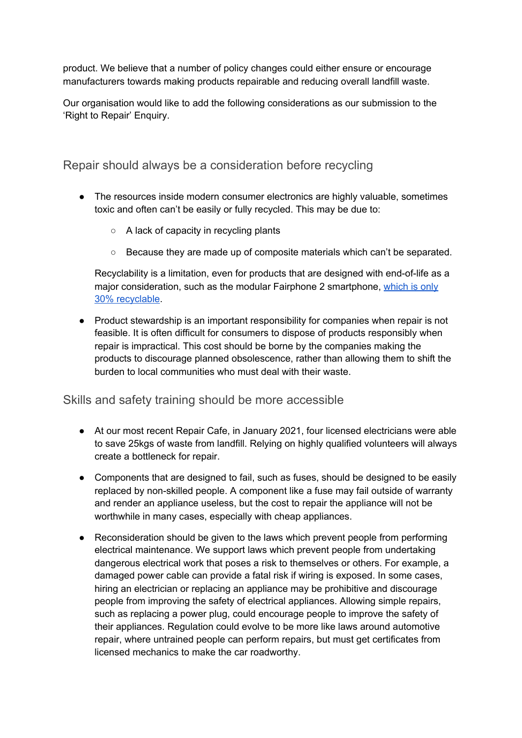product. We believe that a number of policy changes could either ensure or encourage manufacturers towards making products repairable and reducing overall landfill waste.

Our organisation would like to add the following considerations as our submission to the 'Right to Repair' Enquiry.

## Repair should always be a consideration before recycling

- The resources inside modern consumer electronics are highly valuable, sometimes toxic and often can't be easily or fully recycled. This may be due to:
  - A lack of capacity in recycling plants
  - Because they are made up of composite materials which can't be separated.

  Recyclability is a limitation, even for products that are designed with end-of-life as a major consideration, such as the modular Fairphone 2 smartphone, which is only 30% recyclable.

- Product stewardship is an important responsibility for companies when repair is not feasible. It is often difficult for consumers to dispose of products responsibly when repair is impractical. This cost should be borne by the companies making the products to discourage planned obsolescence, rather than allowing them to shift the burden to local communities who must deal with their waste.

## Skills and safety training should be more accessible

- At our most recent Repair Cafe, in January 2021, four licensed electricians were able to save 25kgs of waste from landfill. Relying on highly qualified volunteers will always create a bottleneck for repair.
- Components that are designed to fail, such as fuses, should be designed to be easily replaced by non-skilled people. A component like a fuse may fail outside of warranty and render an appliance useless, but the cost to repair the appliance will not be worthwhile in many cases, especially with cheap appliances.
- Reconsideration should be given to the laws which prevent people from performing electrical maintenance. We support laws which prevent people from undertaking dangerous electrical work that poses a risk to themselves or others. For example, a damaged power cable can provide a fatal risk if wiring is exposed. In some cases, hiring an electrician or replacing an appliance may be prohibitive and discourage people from improving the safety of electrical appliances. Allowing simple repairs, such as replacing a power plug, could encourage people to improve the safety of their appliances. Regulation could evolve to be more like laws around automotive repair, where untrained people can perform repairs, but must get certificates from licensed mechanics to make the car roadworthy.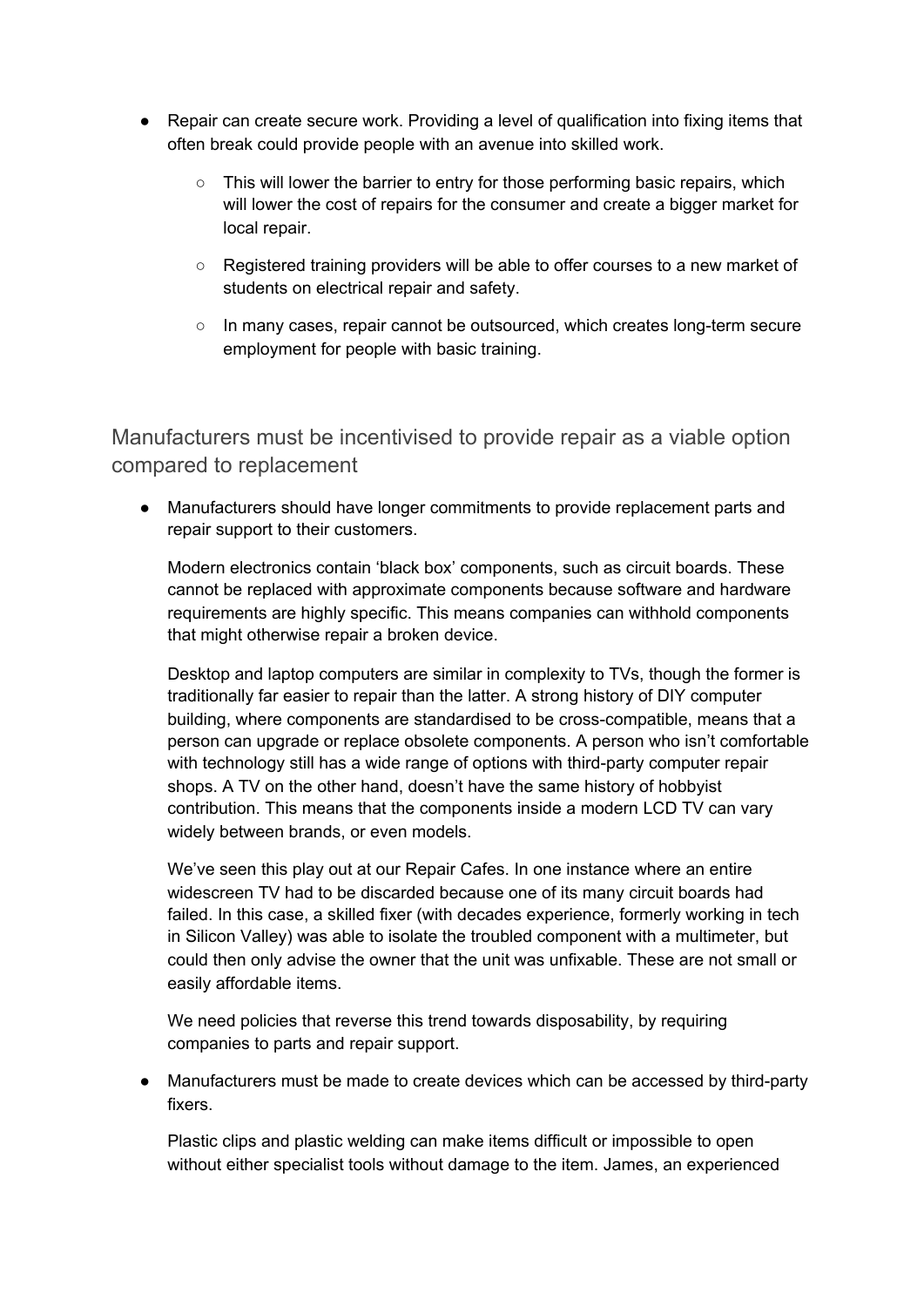- Repair can create secure work. Providing a level of qualification into fixing items that often break could provide people with an avenue into skilled work.
    - This will lower the barrier to entry for those performing basic repairs, which will lower the cost of repairs for the consumer and create a bigger market for local repair.
    - Registered training providers will be able to offer courses to a new market of students on electrical repair and safety.
    - In many cases, repair cannot be outsourced, which creates long-term secure employment for people with basic training.

## Manufacturers must be incentivised to provide repair as a viable option compared to replacement

- Manufacturers should have longer commitments to provide replacement parts and repair support to their customers.

  Modern electronics contain 'black box' components, such as circuit boards. These cannot be replaced with approximate components because software and hardware requirements are highly specific. This means companies can withhold components that might otherwise repair a broken device.

  Desktop and laptop computers are similar in complexity to TVs, though the former is traditionally far easier to repair than the latter. A strong history of DIY computer building, where components are standardised to be cross-compatible, means that a person can upgrade or replace obsolete components. A person who isn't comfortable with technology still has a wide range of options with third-party computer repair shops. A TV on the other hand, doesn't have the same history of hobbyist contribution. This means that the components inside a modern LCD TV can vary widely between brands, or even models.

  We've seen this play out at our Repair Cafes. In one instance where an entire widescreen TV had to be discarded because one of its many circuit boards had failed. In this case, a skilled fixer (with decades experience, formerly working in tech in Silicon Valley) was able to isolate the troubled component with a multimeter, but could then only advise the owner that the unit was unfixable. These are not small or easily affordable items.

  We need policies that reverse this trend towards disposability, by requiring companies to parts and repair support.

- Manufacturers must be made to create devices which can be accessed by third-party fixers.

  Plastic clips and plastic welding can make items difficult or impossible to open without either specialist tools without damage to the item. James, an experienced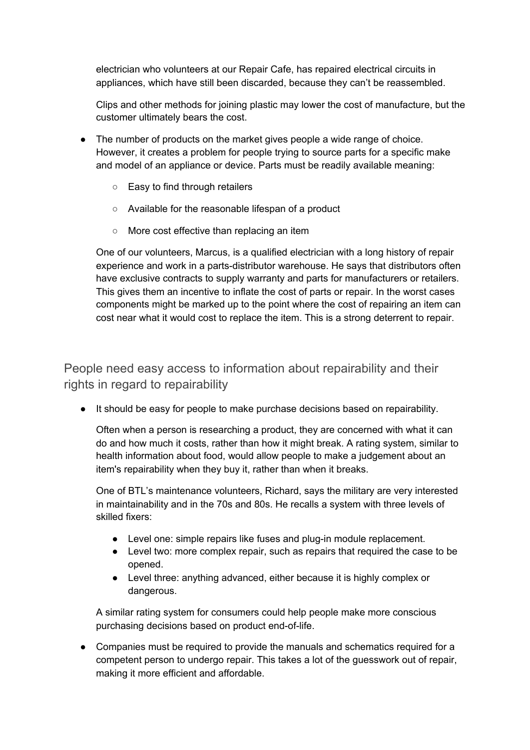electrician who volunteers at our Repair Cafe, has repaired electrical circuits in appliances, which have still been discarded, because they can't be reassembled.

Clips and other methods for joining plastic may lower the cost of manufacture, but the customer ultimately bears the cost.

- The number of products on the market gives people a wide range of choice. However, it creates a problem for people trying to source parts for a specific make and model of an appliance or device. Parts must be readily available meaning:

    - Easy to find through retailers
    - Available for the reasonable lifespan of a product
    - More cost effective than replacing an item

  One of our volunteers, Marcus, is a qualified electrician with a long history of repair experience and work in a parts-distributor warehouse. He says that distributors often have exclusive contracts to supply warranty and parts for manufacturers or retailers. This gives them an incentive to inflate the cost of parts or repair. In the worst cases components might be marked up to the point where the cost of repairing an item can cost near what it would cost to replace the item. This is a strong deterrent to repair.

## People need easy access to information about repairability and their rights in regard to repairability

- It should be easy for people to make purchase decisions based on repairability.

  Often when a person is researching a product, they are concerned with what it can do and how much it costs, rather than how it might break. A rating system, similar to health information about food, would allow people to make a judgement about an item's repairability when they buy it, rather than when it breaks.

  One of BTL's maintenance volunteers, Richard, says the military are very interested in maintainability and in the 70s and 80s. He recalls a system with three levels of skilled fixers:

    - Level one: simple repairs like fuses and plug-in module replacement.
    - Level two: more complex repair, such as repairs that required the case to be opened.
    - Level three: anything advanced, either because it is highly complex or dangerous.

  A similar rating system for consumers could help people make more conscious purchasing decisions based on product end-of-life.

- Companies must be required to provide the manuals and schematics required for a competent person to undergo repair. This takes a lot of the guesswork out of repair, making it more efficient and affordable.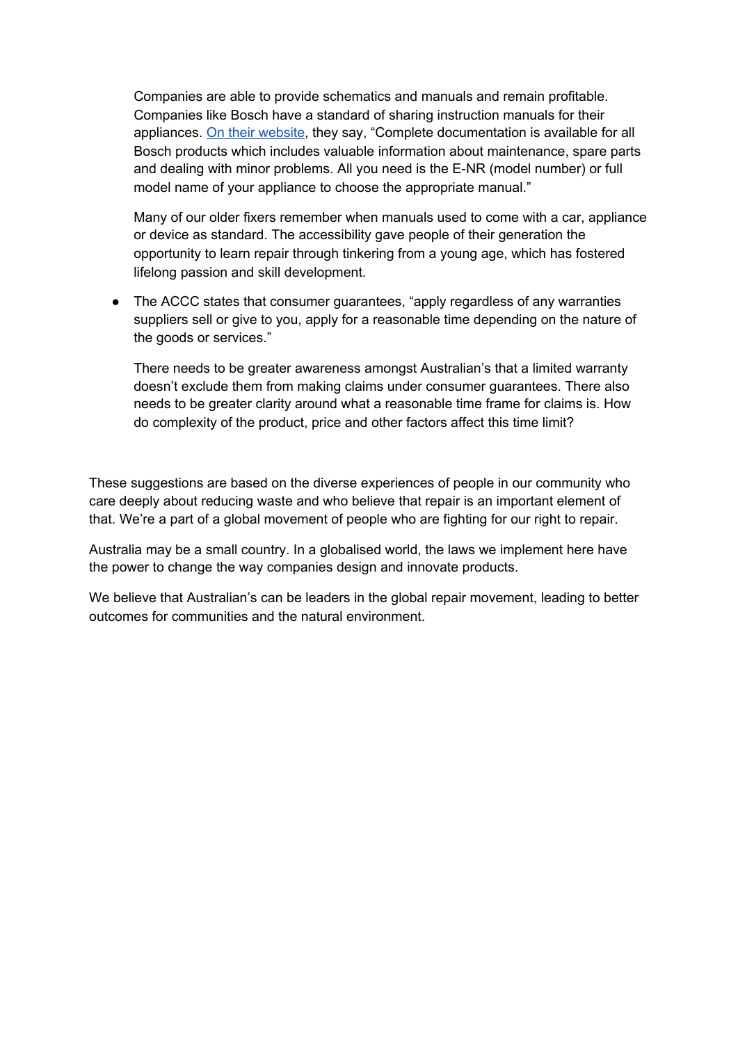Companies are able to provide schematics and manuals and remain profitable. Companies like Bosch have a standard of sharing instruction manuals for their appliances. [On their website](), they say, "Complete documentation is available for all Bosch products which includes valuable information about maintenance, spare parts and dealing with minor problems. All you need is the E-NR (model number) or full model name of your appliance to choose the appropriate manual."

Many of our older fixers remember when manuals used to come with a car, appliance or device as standard. The accessibility gave people of their generation the opportunity to learn repair through tinkering from a young age, which has fostered lifelong passion and skill development.

- The ACCC states that consumer guarantees, "apply regardless of any warranties suppliers sell or give to you, apply for a reasonable time depending on the nature of the goods or services."

  There needs to be greater awareness amongst Australian's that a limited warranty doesn't exclude them from making claims under consumer guarantees. There also needs to be greater clarity around what a reasonable time frame for claims is. How do complexity of the product, price and other factors affect this time limit?

These suggestions are based on the diverse experiences of people in our community who care deeply about reducing waste and who believe that repair is an important element of that. We're a part of a global movement of people who are fighting for our right to repair.

Australia may be a small country. In a globalised world, the laws we implement here have the power to change the way companies design and innovate products.

We believe that Australian's can be leaders in the global repair movement, leading to better outcomes for communities and the natural environment.